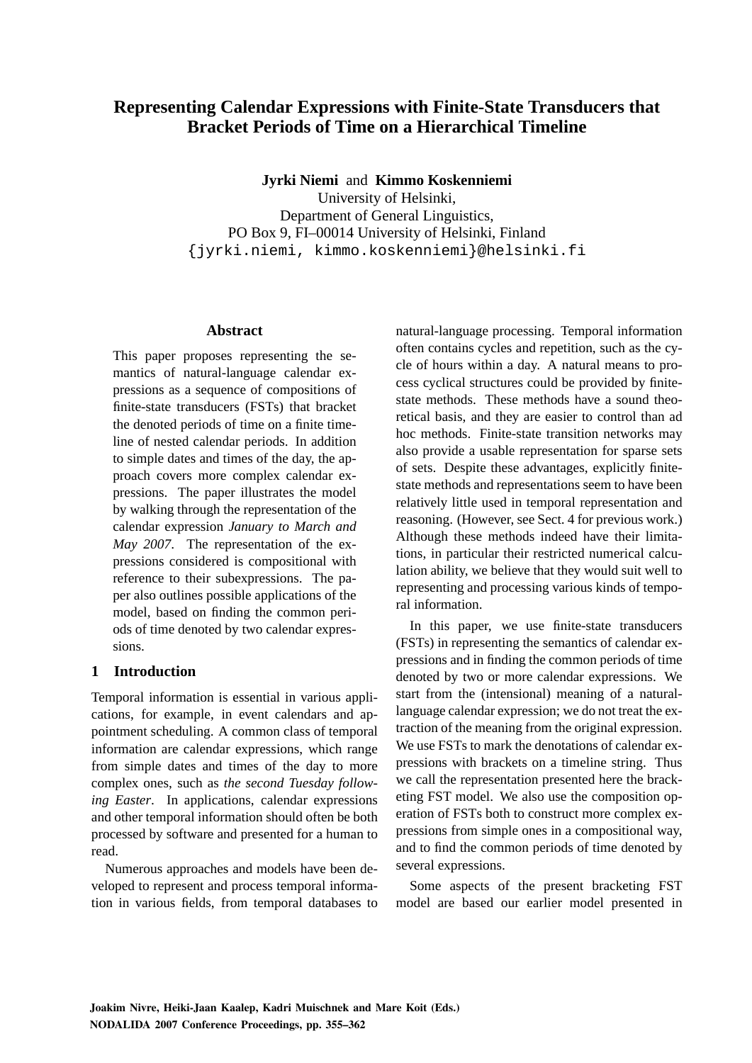# Representing Calendar Expressions with Finite-State Transducers that Bracket Periods of Time on a Hierarchical Timeline

**Jyrki Niemi** and **Kimmo Koskenniemi**
University of Helsinki,
Department of General Linguistics,
PO Box 9, FI–00014 University of Helsinki, Finland
{jyrki.niemi, kimmo.koskenniemi}@helsinki.fi

## Abstract

This paper proposes representing the semantics of natural-language calendar expressions as a sequence of compositions of finite-state transducers (FSTs) that bracket the denoted periods of time on a finite timeline of nested calendar periods. In addition to simple dates and times of the day, the approach covers more complex calendar expressions. The paper illustrates the model by walking through the representation of the calendar expression *January to March and May 2007*. The representation of the expressions considered is compositional with reference to their subexpressions. The paper also outlines possible applications of the model, based on finding the common periods of time denoted by two calendar expressions.

## 1 Introduction

Temporal information is essential in various applications, for example, in event calendars and appointment scheduling. A common class of temporal information are calendar expressions, which range from simple dates and times of the day to more complex ones, such as *the second Tuesday following Easter*. In applications, calendar expressions and other temporal information should often be both processed by software and presented for a human to read.

Numerous approaches and models have been developed to represent and process temporal information in various fields, from temporal databases to natural-language processing. Temporal information often contains cycles and repetition, such as the cycle of hours within a day. A natural means to process cyclical structures could be provided by finite-state methods. These methods have a sound theoretical basis, and they are easier to control than ad hoc methods. Finite-state transition networks may also provide a usable representation for sparse sets of sets. Despite these advantages, explicitly finite-state methods and representations seem to have been relatively little used in temporal representation and reasoning. (However, see Sect. 4 for previous work.) Although these methods indeed have their limitations, in particular their restricted numerical calculation ability, we believe that they would suit well to representing and processing various kinds of temporal information.

In this paper, we use finite-state transducers (FSTs) in representing the semantics of calendar expressions and in finding the common periods of time denoted by two or more calendar expressions. We start from the (intensional) meaning of a natural-language calendar expression; we do not treat the extraction of the meaning from the original expression. We use FSTs to mark the denotations of calendar expressions with brackets on a timeline string. Thus we call the representation presented here the bracketing FST model. We also use the composition operation of FSTs both to construct more complex expressions from simple ones in a compositional way, and to find the common periods of time denoted by several expressions.

Some aspects of the present bracketing FST model are based our earlier model presented in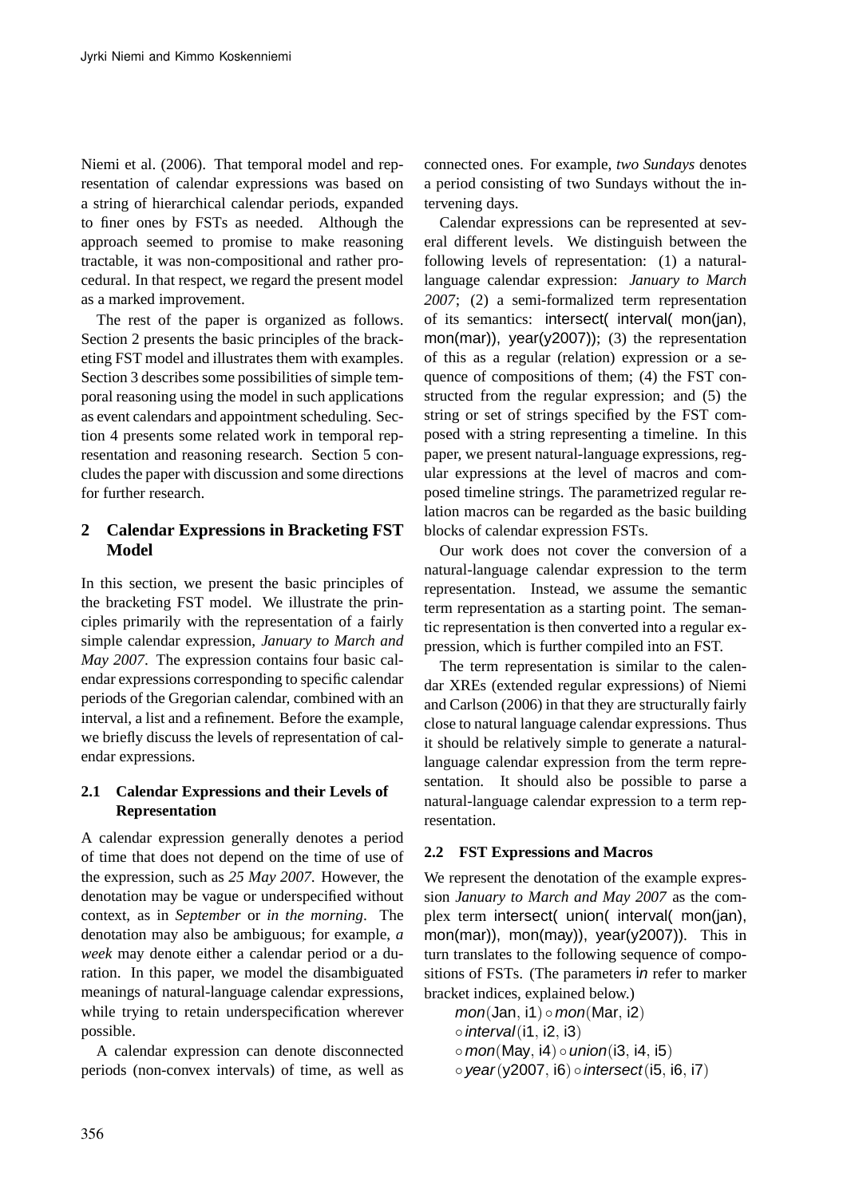Niemi et al. (2006). That temporal model and representation of calendar expressions was based on a string of hierarchical calendar periods, expanded to finer ones by FSTs as needed. Although the approach seemed to promise to make reasoning tractable, it was non-compositional and rather procedural. In that respect, we regard the present model as a marked improvement.

The rest of the paper is organized as follows. Section 2 presents the basic principles of the bracketing FST model and illustrates them with examples. Section 3 describes some possibilities of simple temporal reasoning using the model in such applications as event calendars and appointment scheduling. Section 4 presents some related work in temporal representation and reasoning research. Section 5 concludes the paper with discussion and some directions for further research.

## 2 Calendar Expressions in Bracketing FST Model

In this section, we present the basic principles of the bracketing FST model. We illustrate the principles primarily with the representation of a fairly simple calendar expression, *January to March and May 2007*. The expression contains four basic calendar expressions corresponding to specific calendar periods of the Gregorian calendar, combined with an interval, a list and a refinement. Before the example, we briefly discuss the levels of representation of calendar expressions.

### 2.1 Calendar Expressions and their Levels of Representation

A calendar expression generally denotes a period of time that does not depend on the time of use of the expression, such as *25 May 2007*. However, the denotation may be vague or underspecified without context, as in *September* or *in the morning*. The denotation may also be ambiguous; for example, *a week* may denote either a calendar period or a duration. In this paper, we model the disambiguated meanings of natural-language calendar expressions, while trying to retain underspecification wherever possible.

A calendar expression can denote disconnected periods (non-convex intervals) of time, as well as connected ones. For example, *two Sundays* denotes a period consisting of two Sundays without the intervening days.

Calendar expressions can be represented at several different levels. We distinguish between the following levels of representation: (1) a natural-language calendar expression: *January to March 2007*; (2) a semi-formalized term representation of its semantics: intersect( interval( mon(jan), mon(mar)), year(y2007)); (3) the representation of this as a regular (relation) expression or a sequence of compositions of them; (4) the FST constructed from the regular expression; and (5) the string or set of strings specified by the FST composed with a string representing a timeline. In this paper, we present natural-language expressions, regular expressions at the level of macros and composed timeline strings. The parametrized regular relation macros can be regarded as the basic building blocks of calendar expression FSTs.

Our work does not cover the conversion of a natural-language calendar expression to the term representation. Instead, we assume the semantic term representation as a starting point. The semantic representation is then converted into a regular expression, which is further compiled into an FST.

The term representation is similar to the calendar XREs (extended regular expressions) of Niemi and Carlson (2006) in that they are structurally fairly close to natural language calendar expressions. Thus it should be relatively simple to generate a natural-language calendar expression from the term representation. It should also be possible to parse a natural-language calendar expression to a term representation.

### 2.2 FST Expressions and Macros

We represent the denotation of the example expression *January to March and May 2007* as the complex term intersect( union( interval( mon(jan), mon(mar)), mon(may)), year(y2007)). This in turn translates to the following sequence of compositions of FSTs. (The parameters i*n* refer to marker bracket indices, explained below.)

$$
\begin{aligned}
& \mathit{mon}(\mathsf{Jan}, \mathsf{i1}) \circ \mathit{mon}(\mathsf{Mar}, \mathsf{i2}) \\
& \circ\, \mathit{interval}(\mathsf{i1}, \mathsf{i2}, \mathsf{i3}) \\
& \circ\, \mathit{mon}(\mathsf{May}, \mathsf{i4}) \circ \mathit{union}(\mathsf{i3}, \mathsf{i4}, \mathsf{i5}) \\
& \circ\, \mathit{year}(\mathsf{y2007}, \mathsf{i6}) \circ \mathit{intersect}(\mathsf{i5}, \mathsf{i6}, \mathsf{i7})
\end{aligned}
$$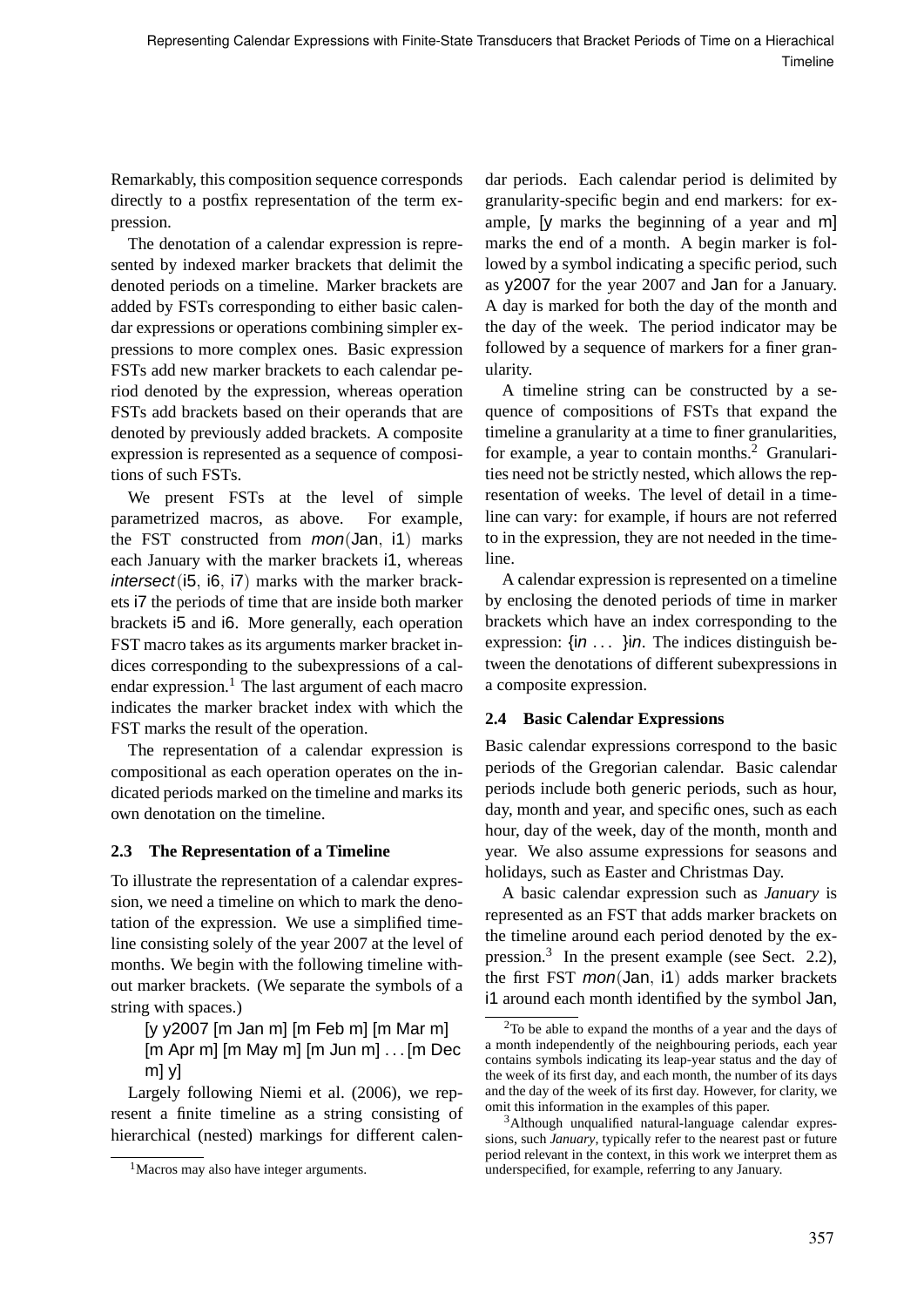Remarkably, this composition sequence corresponds directly to a postfix representation of the term expression.

The denotation of a calendar expression is represented by indexed marker brackets that delimit the denoted periods on a timeline. Marker brackets are added by FSTs corresponding to either basic calendar expressions or operations combining simpler expressions to more complex ones. Basic expression FSTs add new marker brackets to each calendar period denoted by the expression, whereas operation FSTs add brackets based on their operands that are denoted by previously added brackets. A composite expression is represented as a sequence of compositions of such FSTs.

We present FSTs at the level of simple parametrized macros, as above. For example, the FST constructed from *mon*(Jan, i1) marks each January with the marker brackets i1, whereas *intersect*(i5, i6, i7) marks with the marker brackets i7 the periods of time that are inside both marker brackets i5 and i6. More generally, each operation FST macro takes as its arguments marker bracket indices corresponding to the subexpressions of a calendar expression.[1] The last argument of each macro indicates the marker bracket index with which the FST marks the result of the operation.

The representation of a calendar expression is compositional as each operation operates on the indicated periods marked on the timeline and marks its own denotation on the timeline.

### 2.3 The Representation of a Timeline

To illustrate the representation of a calendar expression, we need a timeline on which to mark the denotation of the expression. We use a simplified timeline consisting solely of the year 2007 at the level of months. We begin with the following timeline without marker brackets. (We separate the symbols of a string with spaces.)

> [y y2007 [m Jan m] [m Feb m] [m Mar m] [m Apr m] [m May m] [m Jun m] . . . [m Dec m] y]

Largely following Niemi et al. (2006), we represent a finite timeline as a string consisting of hierarchical (nested) markings for different calendar periods. Each calendar period is delimited by granularity-specific begin and end markers: for example, [y marks the beginning of a year and m] marks the end of a month. A begin marker is followed by a symbol indicating a specific period, such as y2007 for the year 2007 and Jan for a January. A day is marked for both the day of the month and the day of the week. The period indicator may be followed by a sequence of markers for a finer granularity.

A timeline string can be constructed by a sequence of compositions of FSTs that expand the timeline a granularity at a time to finer granularities, for example, a year to contain months.[2] Granularities need not be strictly nested, which allows the representation of weeks. The level of detail in a timeline can vary: for example, if hours are not referred to in the expression, they are not needed in the timeline.

A calendar expression is represented on a timeline by enclosing the denoted periods of time in marker brackets which have an index corresponding to the expression: {*in* . . . }*in*. The indices distinguish between the denotations of different subexpressions in a composite expression.

### 2.4 Basic Calendar Expressions

Basic calendar expressions correspond to the basic periods of the Gregorian calendar. Basic calendar periods include both generic periods, such as hour, day, month and year, and specific ones, such as each hour, day of the week, day of the month, month and year. We also assume expressions for seasons and holidays, such as Easter and Christmas Day.

A basic calendar expression such as *January* is represented as an FST that adds marker brackets on the timeline around each period denoted by the expression.[3] In the present example (see Sect. 2.2), the first FST *mon*(Jan, i1) adds marker brackets i1 around each month identified by the symbol Jan,

---

[1] Macros may also have integer arguments.

[2] To be able to expand the months of a year and the days of a month independently of the neighbouring periods, each year contains symbols indicating its leap-year status and the day of the week of its first day, and each month, the number of its days and the day of the week of its first day. However, for clarity, we omit this information in the examples of this paper.

[3] Although unqualified natural-language calendar expressions, such *January*, typically refer to the nearest past or future period relevant in the context, in this work we interpret them as underspecified, for example, referring to any January.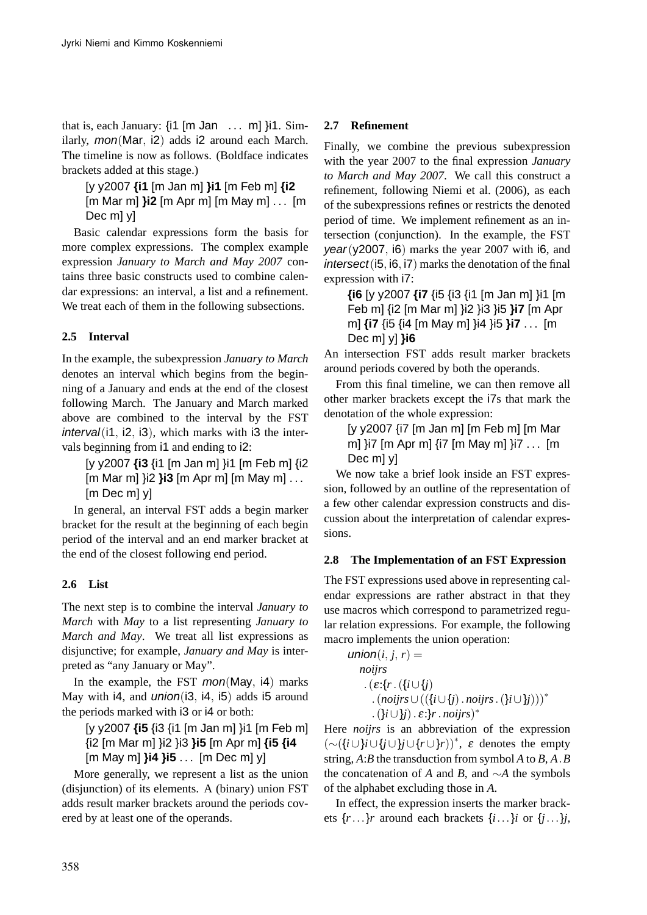that is, each January: {i1 [m Jan ... m] }i1. Similarly, *mon*(Mar, i2) adds i2 around each March. The timeline is now as follows. (Boldface indicates brackets added at this stage.)

> [y y2007 **{i1** [m Jan m] **}i1** [m Feb m] **{i2** [m Mar m] **}i2** [m Apr m] [m May m] ... [m Dec m] y]

Basic calendar expressions form the basis for more complex expressions. The complex example expression *January to March and May 2007* contains three basic constructs used to combine calendar expressions: an interval, a list and a refinement. We treat each of them in the following subsections.

### 2.5 Interval

In the example, the subexpression *January to March* denotes an interval which begins from the beginning of a January and ends at the end of the closest following March. The January and March marked above are combined to the interval by the FST *interval*(i1, i2, i3), which marks with i3 the intervals beginning from i1 and ending to i2:

> [y y2007 **{i3** {i1 [m Jan m] }i1 [m Feb m] {i2 [m Mar m] }i2 **}i3** [m Apr m] [m May m] ... [m Dec m] y]

In general, an interval FST adds a begin marker bracket for the result at the beginning of each begin period of the interval and an end marker bracket at the end of the closest following end period.

### 2.6 List

The next step is to combine the interval *January to March* with *May* to a list representing *January to March and May*. We treat all list expressions as disjunctive; for example, *January and May* is interpreted as “any January or May”.

In the example, the FST *mon*(May, i4) marks May with i4, and *union*(i3, i4, i5) adds i5 around the periods marked with i3 or i4 or both:

> [y y2007 **{i5** {i3 {i1 [m Jan m] }i1 [m Feb m] {i2 [m Mar m] }i2 }i3 **}i5** [m Apr m] **{i5 {i4** [m May m] **}i4 }i5** ... [m Dec m] y]

More generally, we represent a list as the union (disjunction) of its elements. A (binary) union FST adds result marker brackets around the periods covered by at least one of the operands.

### 2.7 Refinement

Finally, we combine the previous subexpression with the year 2007 to the final expression *January to March and May 2007*. We call this construct a refinement, following Niemi et al. (2006), as each of the subexpressions refines or restricts the denoted period of time. We implement refinement as an intersection (conjunction). In the example, the FST *year*(y2007, i6) marks the year 2007 with i6, and *intersect*(i5, i6, i7) marks the denotation of the final expression with i7:

> **{i6** [y y2007 **{i7** {i5 {i3 {i1 [m Jan m] }i1 [m Feb m] {i2 [m Mar m] }i2 }i3 }i5 **}i7** [m Apr m] **{i7** {i5 {i4 [m May m] }i4 }i5 **}i7** ... [m Dec m] y] **}i6**

An intersection FST adds result marker brackets around periods covered by both the operands.

From this final timeline, we can then remove all other marker brackets except the i7s that mark the denotation of the whole expression:

> [y y2007 {i7 [m Jan m] [m Feb m] [m Mar m] }i7 [m Apr m] {i7 [m May m] }i7 ... [m Dec m] y]

We now take a brief look inside an FST expression, followed by an outline of the representation of a few other calendar expression constructs and discussion about the interpretation of calendar expressions.

### 2.8 The Implementation of an FST Expression

The FST expressions used above in representing calendar expressions are rather abstract in that they use macros which correspond to parametrized regular relation expressions. For example, the following macro implements the union operation:

$$
\begin{aligned}
&\textit{union}(i, j, r) = \\
&\quad \textit{noijrs} \\
&\quad\ .\, (\varepsilon{:}\{r\, .\, (\{i \cup \{j) \\
&\qquad .\, (\textit{noijrs} \cup ((\{i \cup \{j)\, .\, \textit{noijrs}\, .\, (\}i \cup \}j)))^* \\
&\qquad .\, (\}i \cup \}j)\, .\, \varepsilon{:}\}r\, .\, \textit{noijrs})^*
\end{aligned}
$$

Here *noijrs* is an abbreviation of the expression $(\sim(\{i \cup \}i \cup \{j \cup \}j \cup \{r \cup \}r))^*$, $\varepsilon$ denotes the empty string, $A{:}B$ the transduction from symbol $A$ to $B$, $A\,.\,B$ the concatenation of $A$ and $B$, and $\sim A$ the symbols of the alphabet excluding those in $A$.

In effect, the expression inserts the marker brackets $\{r \ldots \}r$ around each brackets $\{i \ldots \}i$ or $\{j \ldots \}j$,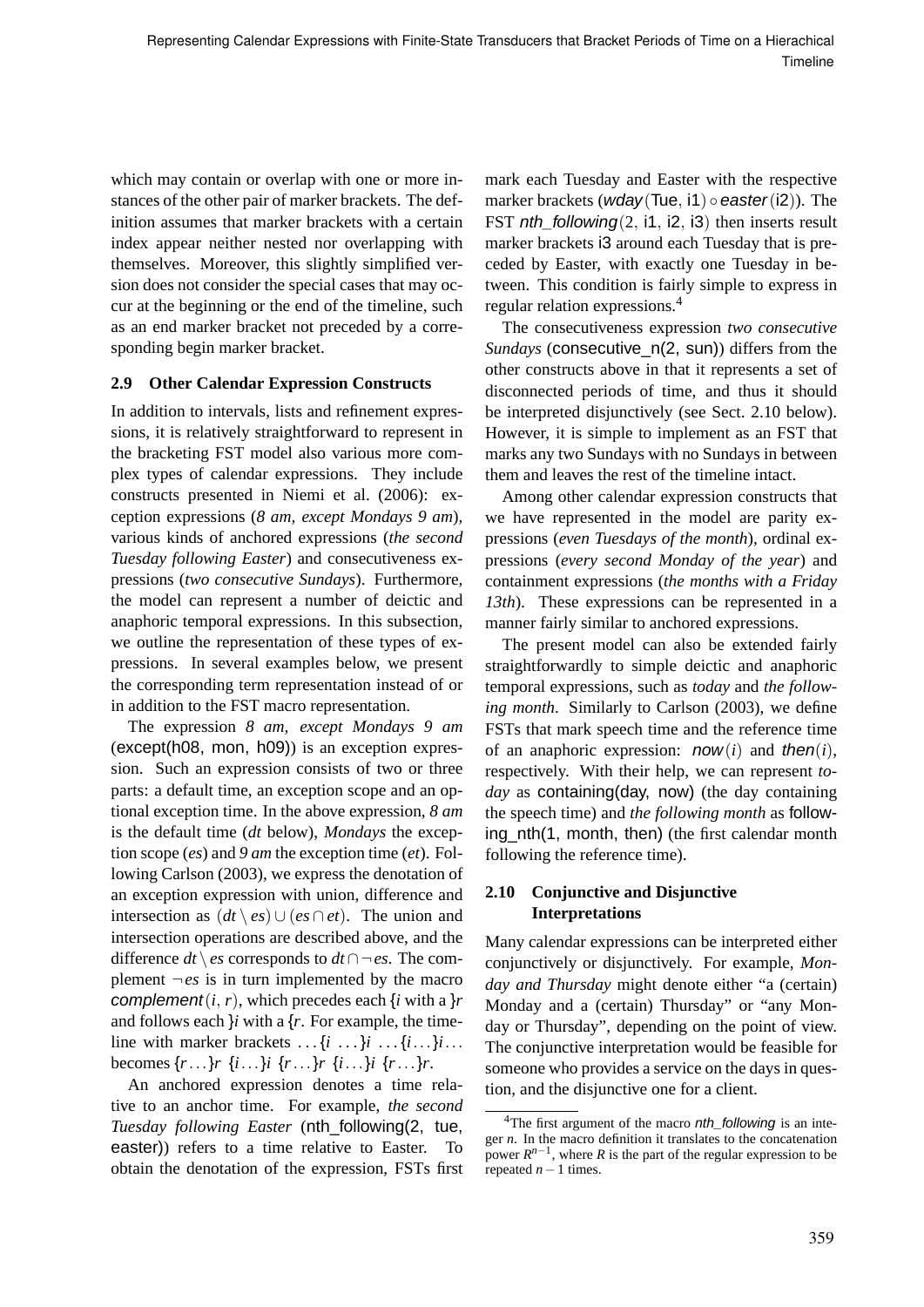which may contain or overlap with one or more instances of the other pair of marker brackets. The definition assumes that marker brackets with a certain index appear neither nested nor overlapping with themselves. Moreover, this slightly simplified version does not consider the special cases that may occur at the beginning or the end of the timeline, such as an end marker bracket not preceded by a corresponding begin marker bracket.

### 2.9 Other Calendar Expression Constructs

In addition to intervals, lists and refinement expressions, it is relatively straightforward to represent in the bracketing FST model also various more complex types of calendar expressions. They include constructs presented in Niemi et al. (2006): exception expressions (*8 am, except Mondays 9 am*), various kinds of anchored expressions (*the second Tuesday following Easter*) and consecutiveness expressions (*two consecutive Sundays*). Furthermore, the model can represent a number of deictic and anaphoric temporal expressions. In this subsection, we outline the representation of these types of expressions. In several examples below, we present the corresponding term representation instead of or in addition to the FST macro representation.

The expression *8 am, except Mondays 9 am* (except(h08, mon, h09)) is an exception expression. Such an expression consists of two or three parts: a default time, an exception scope and an optional exception time. In the above expression, *8 am* is the default time (*dt* below), *Mondays* the exception scope (*es*) and *9 am* the exception time (*et*). Following Carlson (2003), we express the denotation of an exception expression with union, difference and intersection as $(dt \setminus es) \cup (es \cap et)$. The union and intersection operations are described above, and the difference $dt \setminus es$ corresponds to $dt \cap \neg es$. The complement $\neg es$ is in turn implemented by the macro *complement*$(i, r)$, which precedes each {$i$ with a }$r$ and follows each }$i$ with a {$r$. For example, the timeline with marker brackets …{$i$ …}$i$ …{$i$…}$i$… becomes {$r$…}$r$ {$i$…}$i$ {$r$…}$r$ {$i$…}$i$ {$r$…}$r$.

An anchored expression denotes a time relative to an anchor time. For example, *the second Tuesday following Easter* (nth_following(2, tue, easter)) refers to a time relative to Easter. To obtain the denotation of the expression, FSTs first mark each Tuesday and Easter with the respective marker brackets (*wday*(Tue, i1) ∘ *easter*(i2)). The FST *nth_following*(2, i1, i2, i3) then inserts result marker brackets i3 around each Tuesday that is preceded by Easter, with exactly one Tuesday in between. This condition is fairly simple to express in regular relation expressions.[4]

The consecutiveness expression *two consecutive Sundays* (consecutive_n(2, sun)) differs from the other constructs above in that it represents a set of disconnected periods of time, and thus it should be interpreted disjunctively (see Sect. 2.10 below). However, it is simple to implement as an FST that marks any two Sundays with no Sundays in between them and leaves the rest of the timeline intact.

Among other calendar expression constructs that we have represented in the model are parity expressions (*even Tuesdays of the month*), ordinal expressions (*every second Monday of the year*) and containment expressions (*the months with a Friday 13th*). These expressions can be represented in a manner fairly similar to anchored expressions.

The present model can also be extended fairly straightforwardly to simple deictic and anaphoric temporal expressions, such as *today* and *the following month*. Similarly to Carlson (2003), we define FSTs that mark speech time and the reference time of an anaphoric expression: *now*$(i)$ and *then*$(i)$, respectively. With their help, we can represent *today* as containing(day, now) (the day containing the speech time) and *the following month* as following_nth(1, month, then) (the first calendar month following the reference time).

### 2.10 Conjunctive and Disjunctive Interpretations

Many calendar expressions can be interpreted either conjunctively or disjunctively. For example, *Monday and Thursday* might denote either "a (certain) Monday and a (certain) Thursday" or "any Monday or Thursday", depending on the point of view. The conjunctive interpretation would be feasible for someone who provides a service on the days in question, and the disjunctive one for a client.

---

[4] The first argument of the macro *nth_following* is an integer $n$. In the macro definition it translates to the concatenation power $R^{n-1}$, where $R$ is the part of the regular expression to be repeated $n-1$ times.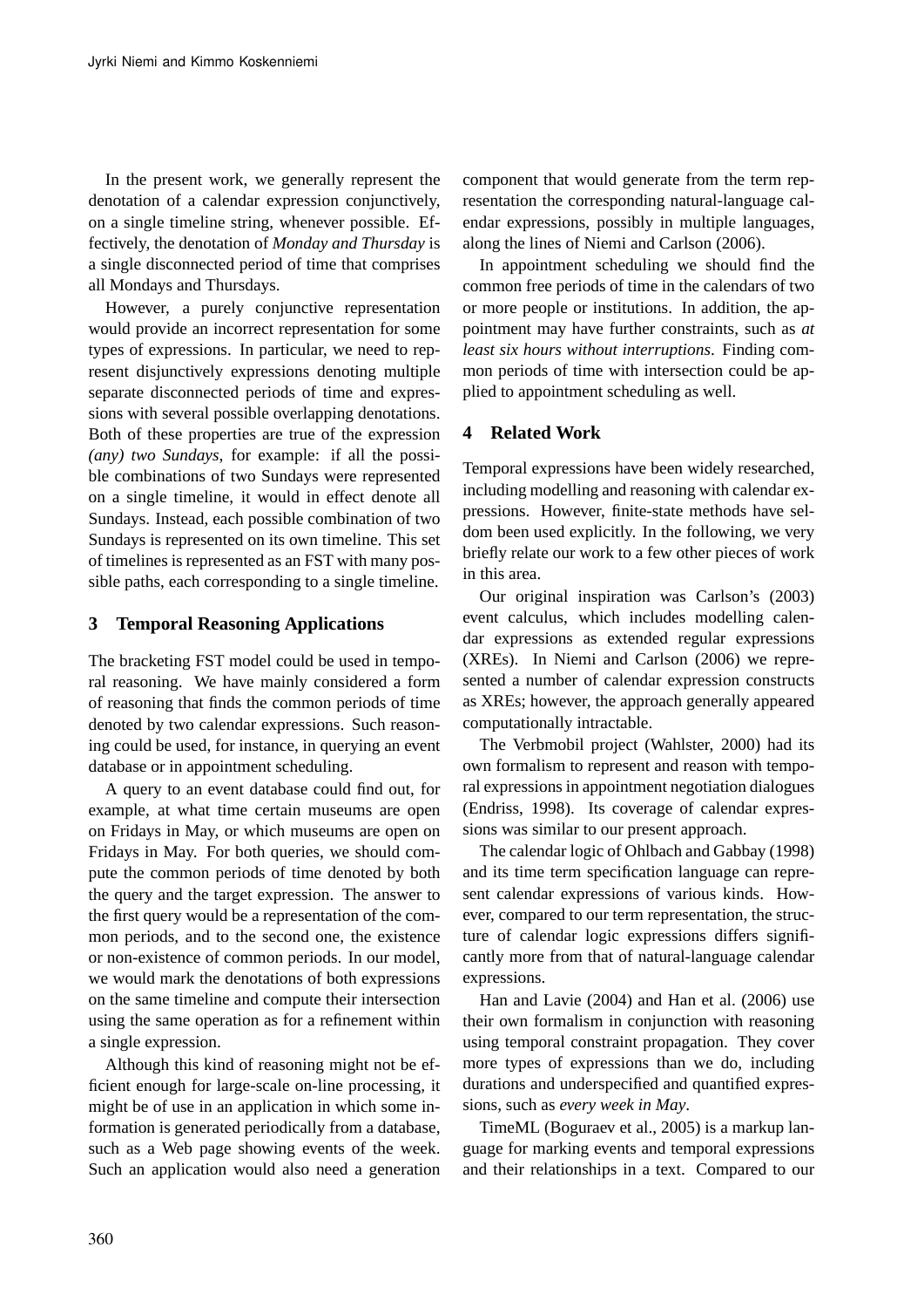In the present work, we generally represent the denotation of a calendar expression conjunctively, on a single timeline string, whenever possible. Effectively, the denotation of *Monday and Thursday* is a single disconnected period of time that comprises all Mondays and Thursdays.

However, a purely conjunctive representation would provide an incorrect representation for some types of expressions. In particular, we need to represent disjunctively expressions denoting multiple separate disconnected periods of time and expressions with several possible overlapping denotations. Both of these properties are true of the expression *(any) two Sundays*, for example: if all the possible combinations of two Sundays were represented on a single timeline, it would in effect denote all Sundays. Instead, each possible combination of two Sundays is represented on its own timeline. This set of timelines is represented as an FST with many possible paths, each corresponding to a single timeline.

## 3 Temporal Reasoning Applications

The bracketing FST model could be used in temporal reasoning. We have mainly considered a form of reasoning that finds the common periods of time denoted by two calendar expressions. Such reasoning could be used, for instance, in querying an event database or in appointment scheduling.

A query to an event database could find out, for example, at what time certain museums are open on Fridays in May, or which museums are open on Fridays in May. For both queries, we should compute the common periods of time denoted by both the query and the target expression. The answer to the first query would be a representation of the common periods, and to the second one, the existence or non-existence of common periods. In our model, we would mark the denotations of both expressions on the same timeline and compute their intersection using the same operation as for a refinement within a single expression.

Although this kind of reasoning might not be efficient enough for large-scale on-line processing, it might be of use in an application in which some information is generated periodically from a database, such as a Web page showing events of the week. Such an application would also need a generation component that would generate from the term representation the corresponding natural-language calendar expressions, possibly in multiple languages, along the lines of Niemi and Carlson (2006).

In appointment scheduling we should find the common free periods of time in the calendars of two or more people or institutions. In addition, the appointment may have further constraints, such as *at least six hours without interruptions*. Finding common periods of time with intersection could be applied to appointment scheduling as well.

## 4 Related Work

Temporal expressions have been widely researched, including modelling and reasoning with calendar expressions. However, finite-state methods have seldom been used explicitly. In the following, we very briefly relate our work to a few other pieces of work in this area.

Our original inspiration was Carlson's (2003) event calculus, which includes modelling calendar expressions as extended regular expressions (XREs). In Niemi and Carlson (2006) we represented a number of calendar expression constructs as XREs; however, the approach generally appeared computationally intractable.

The Verbmobil project (Wahlster, 2000) had its own formalism to represent and reason with temporal expressions in appointment negotiation dialogues (Endriss, 1998). Its coverage of calendar expressions was similar to our present approach.

The calendar logic of Ohlbach and Gabbay (1998) and its time term specification language can represent calendar expressions of various kinds. However, compared to our term representation, the structure of calendar logic expressions differs significantly more from that of natural-language calendar expressions.

Han and Lavie (2004) and Han et al. (2006) use their own formalism in conjunction with reasoning using temporal constraint propagation. They cover more types of expressions than we do, including durations and underspecified and quantified expressions, such as *every week in May*.

TimeML (Boguraev et al., 2005) is a markup language for marking events and temporal expressions and their relationships in a text. Compared to our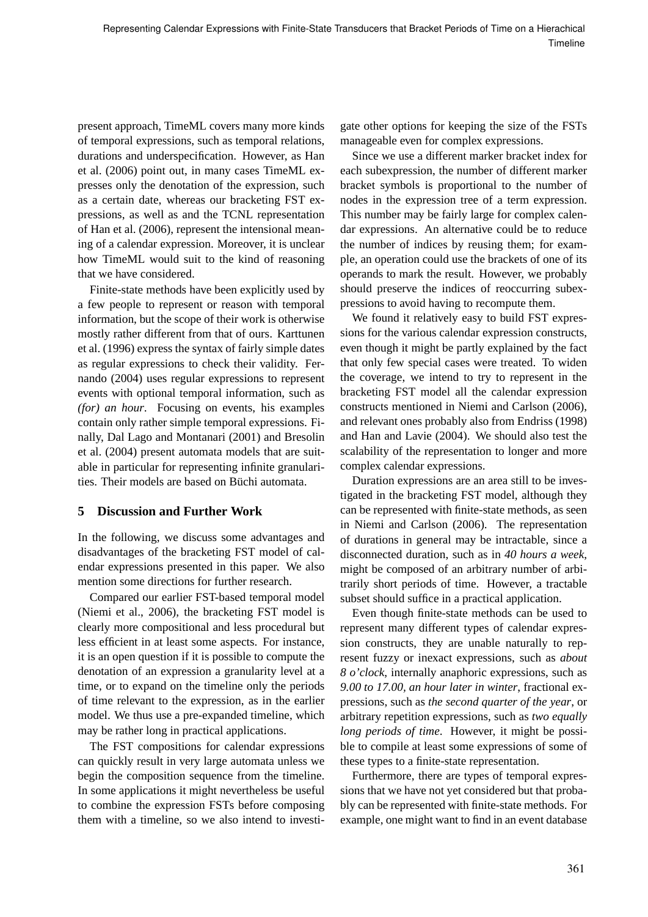present approach, TimeML covers many more kinds of temporal expressions, such as temporal relations, durations and underspecification. However, as Han et al. (2006) point out, in many cases TimeML expresses only the denotation of the expression, such as a certain date, whereas our bracketing FST expressions, as well as and the TCNL representation of Han et al. (2006), represent the intensional meaning of a calendar expression. Moreover, it is unclear how TimeML would suit to the kind of reasoning that we have considered.

Finite-state methods have been explicitly used by a few people to represent or reason with temporal information, but the scope of their work is otherwise mostly rather different from that of ours. Karttunen et al. (1996) express the syntax of fairly simple dates as regular expressions to check their validity. Fernando (2004) uses regular expressions to represent events with optional temporal information, such as *(for) an hour*. Focusing on events, his examples contain only rather simple temporal expressions. Finally, Dal Lago and Montanari (2001) and Bresolin et al. (2004) present automata models that are suitable in particular for representing infinite granularities. Their models are based on Büchi automata.

## 5 Discussion and Further Work

In the following, we discuss some advantages and disadvantages of the bracketing FST model of calendar expressions presented in this paper. We also mention some directions for further research.

Compared our earlier FST-based temporal model (Niemi et al., 2006), the bracketing FST model is clearly more compositional and less procedural but less efficient in at least some aspects. For instance, it is an open question if it is possible to compute the denotation of an expression a granularity level at a time, or to expand on the timeline only the periods of time relevant to the expression, as in the earlier model. We thus use a pre-expanded timeline, which may be rather long in practical applications.

The FST compositions for calendar expressions can quickly result in very large automata unless we begin the composition sequence from the timeline. In some applications it might nevertheless be useful to combine the expression FSTs before composing them with a timeline, so we also intend to investigate other options for keeping the size of the FSTs manageable even for complex expressions.

Since we use a different marker bracket index for each subexpression, the number of different marker bracket symbols is proportional to the number of nodes in the expression tree of a term expression. This number may be fairly large for complex calendar expressions. An alternative could be to reduce the number of indices by reusing them; for example, an operation could use the brackets of one of its operands to mark the result. However, we probably should preserve the indices of reoccurring subexpressions to avoid having to recompute them.

We found it relatively easy to build FST expressions for the various calendar expression constructs, even though it might be partly explained by the fact that only few special cases were treated. To widen the coverage, we intend to try to represent in the bracketing FST model all the calendar expression constructs mentioned in Niemi and Carlson (2006), and relevant ones probably also from Endriss (1998) and Han and Lavie (2004). We should also test the scalability of the representation to longer and more complex calendar expressions.

Duration expressions are an area still to be investigated in the bracketing FST model, although they can be represented with finite-state methods, as seen in Niemi and Carlson (2006). The representation of durations in general may be intractable, since a disconnected duration, such as in *40 hours a week*, might be composed of an arbitrary number of arbitrarily short periods of time. However, a tractable subset should suffice in a practical application.

Even though finite-state methods can be used to represent many different types of calendar expression constructs, they are unable naturally to represent fuzzy or inexact expressions, such as *about 8 o'clock*, internally anaphoric expressions, such as *9.00 to 17.00, an hour later in winter*, fractional expressions, such as *the second quarter of the year*, or arbitrary repetition expressions, such as *two equally long periods of time*. However, it might be possible to compile at least some expressions of some of these types to a finite-state representation.

Furthermore, there are types of temporal expressions that we have not yet considered but that probably can be represented with finite-state methods. For example, one might want to find in an event database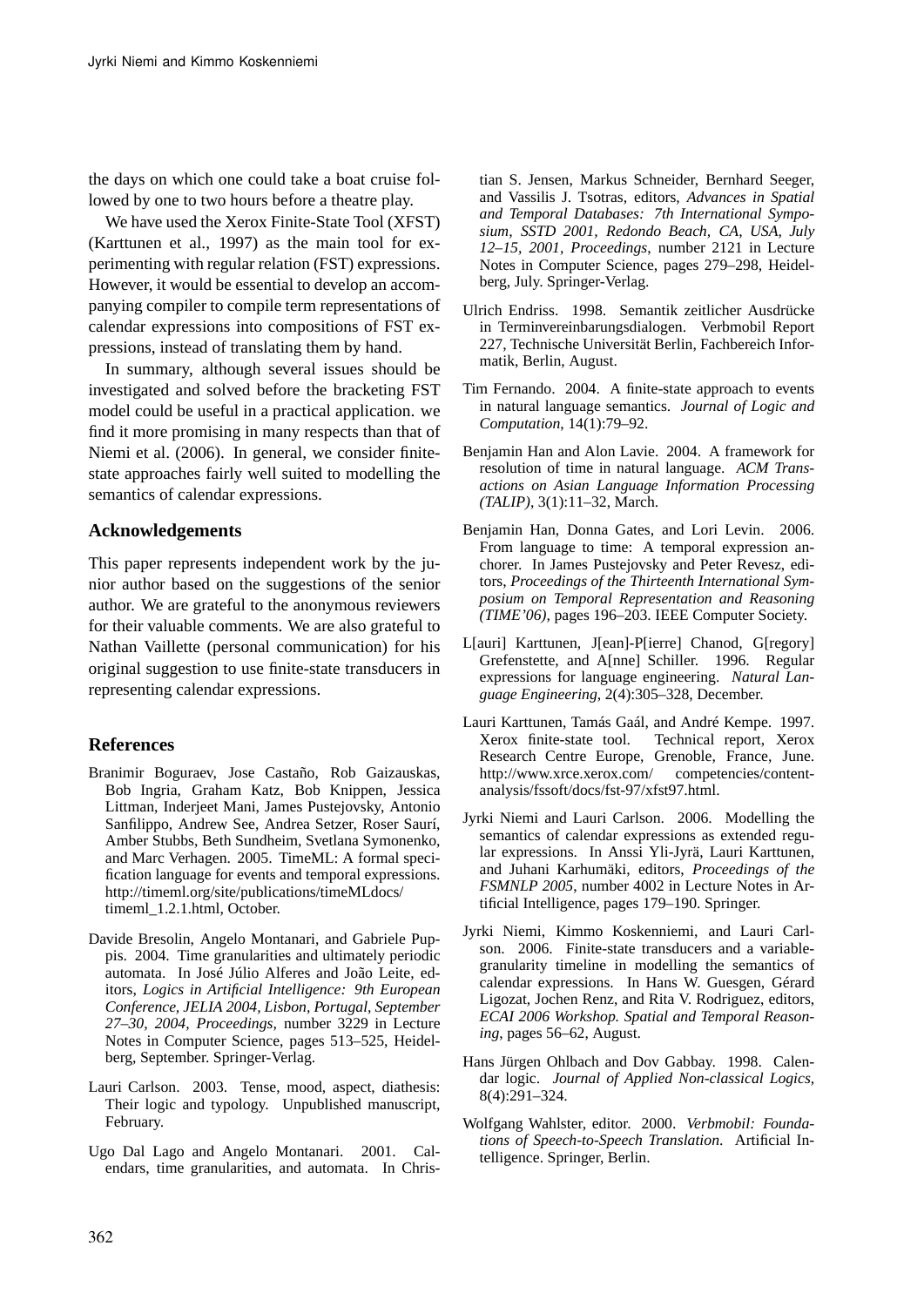the days on which one could take a boat cruise followed by one to two hours before a theatre play.

We have used the Xerox Finite-State Tool (XFST) (Karttunen et al., 1997) as the main tool for experimenting with regular relation (FST) expressions. However, it would be essential to develop an accompanying compiler to compile term representations of calendar expressions into compositions of FST expressions, instead of translating them by hand.

In summary, although several issues should be investigated and solved before the bracketing FST model could be useful in a practical application. we find it more promising in many respects than that of Niemi et al. (2006). In general, we consider finite-state approaches fairly well suited to modelling the semantics of calendar expressions.

## Acknowledgements

This paper represents independent work by the junior author based on the suggestions of the senior author. We are grateful to the anonymous reviewers for their valuable comments. We are also grateful to Nathan Vaillette (personal communication) for his original suggestion to use finite-state transducers in representing calendar expressions.

## References

Branimir Boguraev, Jose Castaño, Rob Gaizauskas, Bob Ingria, Graham Katz, Bob Knippen, Jessica Littman, Inderjeet Mani, James Pustejovsky, Antonio Sanfilippo, Andrew See, Andrea Setzer, Roser Saurí, Amber Stubbs, Beth Sundheim, Svetlana Symonenko, and Marc Verhagen. 2005. TimeML: A formal specification language for events and temporal expressions. http://timeml.org/site/publications/timeMLdocs/timeml_1.2.1.html, October.

Davide Bresolin, Angelo Montanari, and Gabriele Puppis. 2004. Time granularities and ultimately periodic automata. In José Júlio Alferes and João Leite, editors, *Logics in Artificial Intelligence: 9th European Conference, JELIA 2004, Lisbon, Portugal, September 27–30, 2004, Proceedings*, number 3229 in Lecture Notes in Computer Science, pages 513–525, Heidelberg, September. Springer-Verlag.

Lauri Carlson. 2003. Tense, mood, aspect, diathesis: Their logic and typology. Unpublished manuscript, February.

Ugo Dal Lago and Angelo Montanari. 2001. Calendars, time granularities, and automata. In Christian S. Jensen, Markus Schneider, Bernhard Seeger, and Vassilis J. Tsotras, editors, *Advances in Spatial and Temporal Databases: 7th International Symposium, SSTD 2001, Redondo Beach, CA, USA, July 12–15, 2001, Proceedings*, number 2121 in Lecture Notes in Computer Science, pages 279–298, Heidelberg, July. Springer-Verlag.

Ulrich Endriss. 1998. Semantik zeitlicher Ausdrücke in Terminvereinbarungsdialogen. Verbmobil Report 227, Technische Universität Berlin, Fachbereich Informatik, Berlin, August.

Tim Fernando. 2004. A finite-state approach to events in natural language semantics. *Journal of Logic and Computation*, 14(1):79–92.

Benjamin Han and Alon Lavie. 2004. A framework for resolution of time in natural language. *ACM Transactions on Asian Language Information Processing (TALIP)*, 3(1):11–32, March.

Benjamin Han, Donna Gates, and Lori Levin. 2006. From language to time: A temporal expression anchorer. In James Pustejovsky and Peter Revesz, editors, *Proceedings of the Thirteenth International Symposium on Temporal Representation and Reasoning (TIME'06)*, pages 196–203. IEEE Computer Society.

L[auri] Karttunen, J[ean]-P[ierre] Chanod, G[regory] Grefenstette, and A[nne] Schiller. 1996. Regular expressions for language engineering. *Natural Language Engineering*, 2(4):305–328, December.

Lauri Karttunen, Tamás Gaál, and André Kempe. 1997. Xerox finite-state tool. Technical report, Xerox Research Centre Europe, Grenoble, France, June. http://www.xrce.xerox.com/ competencies/content-analysis/fssoft/docs/fst-97/xfst97.html.

Jyrki Niemi and Lauri Carlson. 2006. Modelling the semantics of calendar expressions as extended regular expressions. In Anssi Yli-Jyrä, Lauri Karttunen, and Juhani Karhumäki, editors, *Proceedings of the FSMNLP 2005*, number 4002 in Lecture Notes in Artificial Intelligence, pages 179–190. Springer.

Jyrki Niemi, Kimmo Koskenniemi, and Lauri Carlson. 2006. Finite-state transducers and a variable-granularity timeline in modelling the semantics of calendar expressions. In Hans W. Guesgen, Gérard Ligozat, Jochen Renz, and Rita V. Rodriguez, editors, *ECAI 2006 Workshop. Spatial and Temporal Reasoning*, pages 56–62, August.

Hans Jürgen Ohlbach and Dov Gabbay. 1998. Calendar logic. *Journal of Applied Non-classical Logics*, 8(4):291–324.

Wolfgang Wahlster, editor. 2000. *Verbmobil: Foundations of Speech-to-Speech Translation*. Artificial Intelligence. Springer, Berlin.